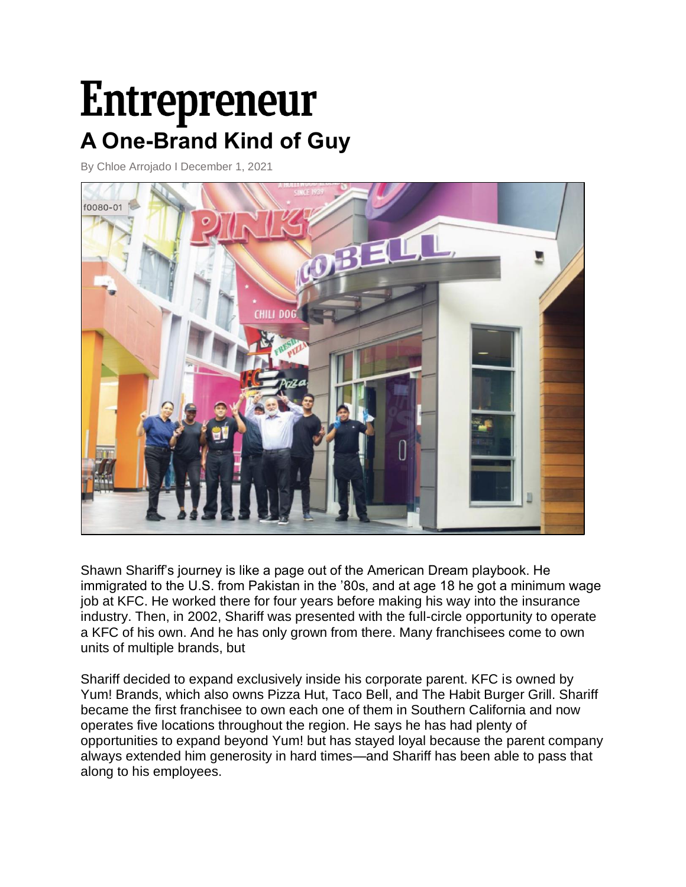# Entrepreneur

## A One-Brand Kind of Guy

By Chloe Arrojado I December 1, 2021

Shawn Shariff's journey is like a page out of the American Dream playbook. He immigrated to the U.S. from Pakistan in the '80s, and at age 18 he got a minimum wage job at KFC. He worked there for four years before making his way into the insurance industry. Then, in 2002, Shariff was presented with the full-circle opportunity to operate a KFC of his own. And he has only grown from there. Many franchisees come to own units of multiple brands, but

Shariff decided to expand exclusively inside his corporate parent. KFC is owned by Yum! Brands, which also owns Pizza Hut, Taco Bell, and The Habit Burger Grill. Shariff became the first franchisee to own each one of them in Southern California and now operates five locations throughout the region. He says he has had plenty of opportunities to expand beyond Yum! but has stayed loyal because the parent company always extended him generosity in hard times—and Shariff has been able to pass that along to his employees.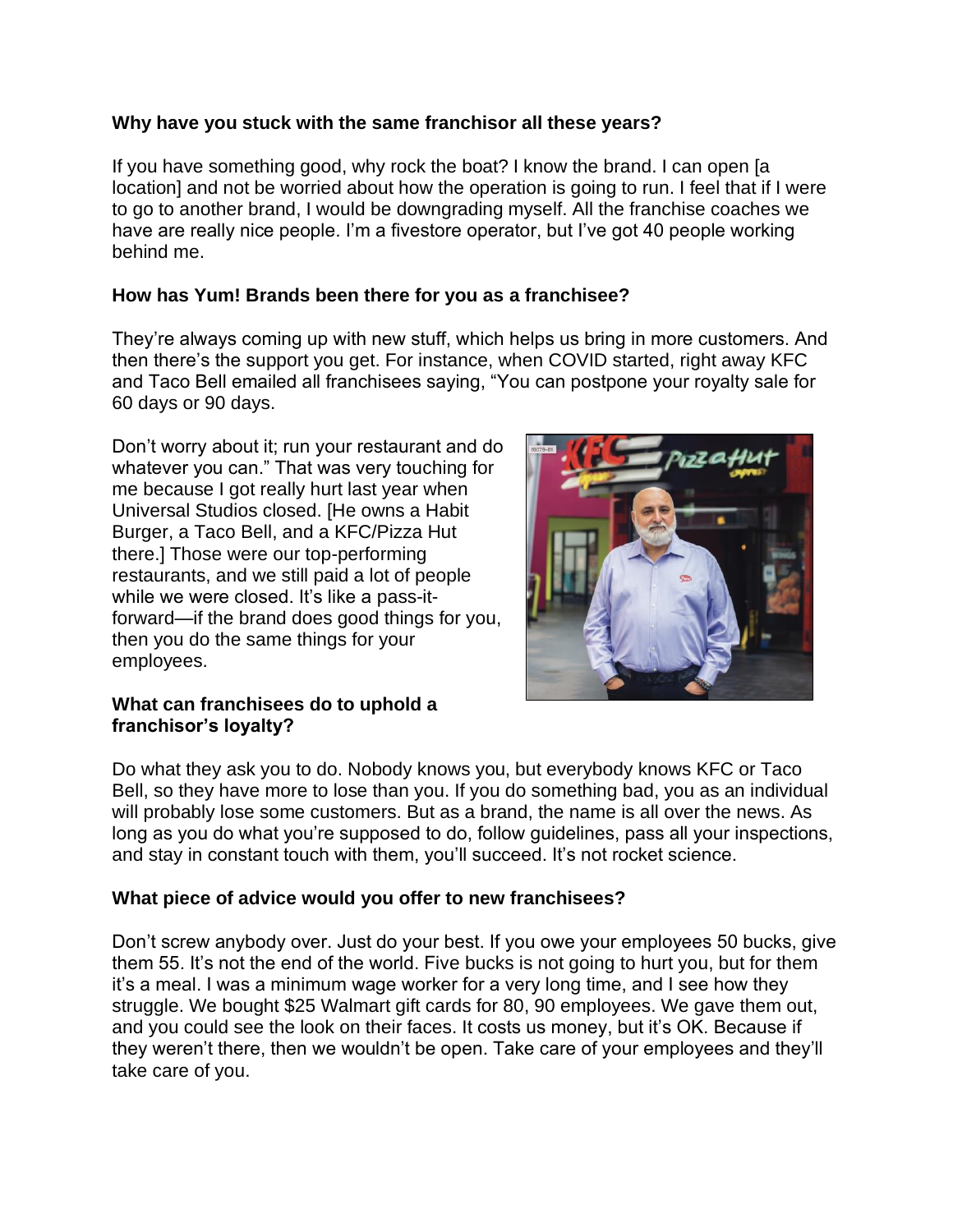**Why have you stuck with the same franchisor all these years?**

If you have something good, why rock the boat? I know the brand. I can open [a location] and not be worried about how the operation is going to run. I feel that if I were to go to another brand, I would be downgrading myself. All the franchise coaches we have are really nice people. I'm a fivestore operator, but I've got 40 people working behind me.

**How has Yum! Brands been there for you as a franchisee?**

They're always coming up with new stuff, which helps us bring in more customers. And then there's the support you get. For instance, when COVID started, right away KFC and Taco Bell emailed all franchisees saying, "You can postpone your royalty sale for 60 days or 90 days.

Don't worry about it; run your restaurant and do whatever you can." That was very touching for me because I got really hurt last year when Universal Studios closed. [He owns a Habit Burger, a Taco Bell, and a KFC/Pizza Hut there.] Those were our top-performing restaurants, and we still paid a lot of people while we were closed. It's like a pass-it-forward—if the brand does good things for you, then you do the same things for your employees.

**What can franchisees do to uphold a franchisor's loyalty?**

Do what they ask you to do. Nobody knows you, but everybody knows KFC or Taco Bell, so they have more to lose than you. If you do something bad, you as an individual will probably lose some customers. But as a brand, the name is all over the news. As long as you do what you're supposed to do, follow guidelines, pass all your inspections, and stay in constant touch with them, you'll succeed. It's not rocket science.

**What piece of advice would you offer to new franchisees?**

Don't screw anybody over. Just do your best. If you owe your employees 50 bucks, give them 55. It's not the end of the world. Five bucks is not going to hurt you, but for them it's a meal. I was a minimum wage worker for a very long time, and I see how they struggle. We bought $25 Walmart gift cards for 80, 90 employees. We gave them out, and you could see the look on their faces. It costs us money, but it's OK. Because if they weren't there, then we wouldn't be open. Take care of your employees and they'll take care of you.